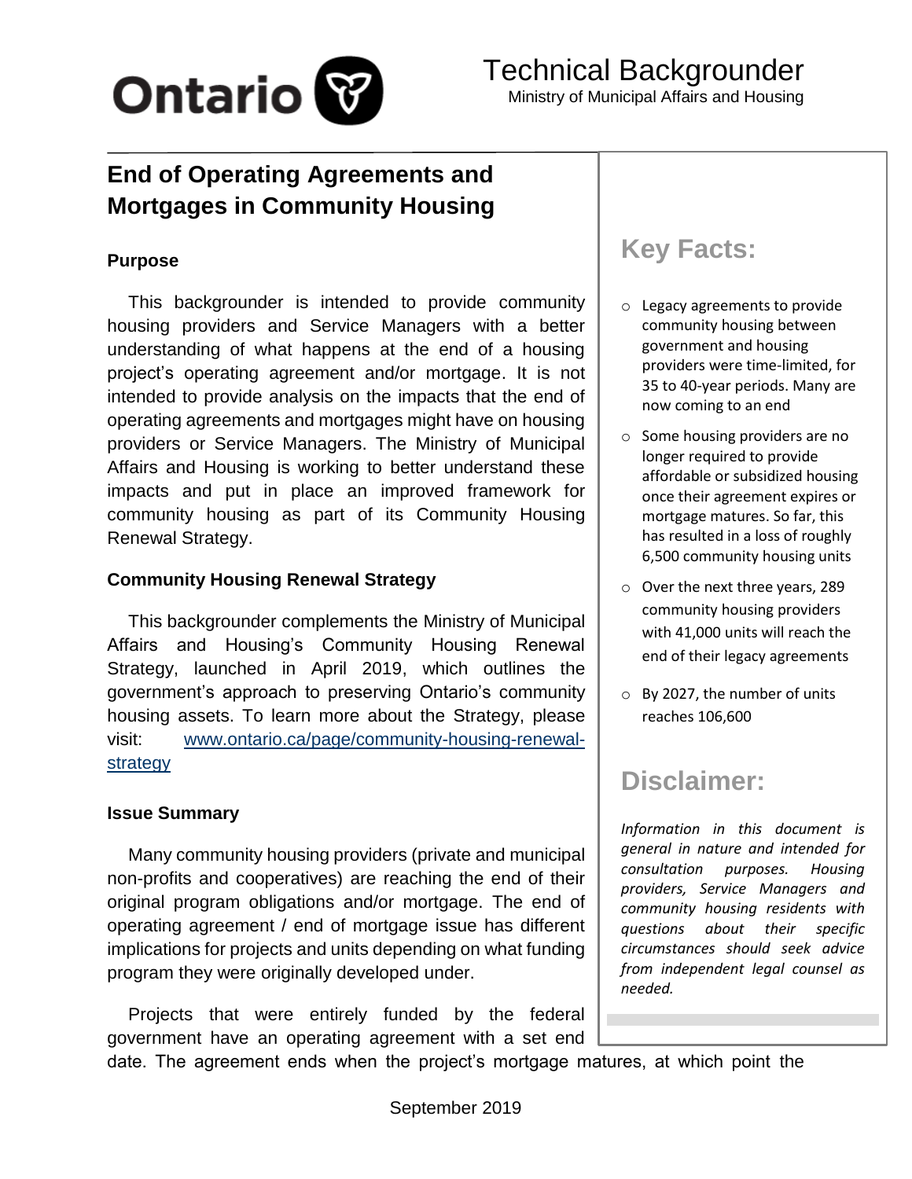# Technical Backgrounder

Ministry of Municipal Affairs and Housing

## End of Operating Agreements and Mortgages in Community Housing

### Purpose

This backgrounder is intended to provide community housing providers and Service Managers with a better understanding of what happens at the end of a housing project's operating agreement and/or mortgage. It is not intended to provide analysis on the impacts that the end of operating agreements and mortgages might have on housing providers or Service Managers. The Ministry of Municipal Affairs and Housing is working to better understand these impacts and put in place an improved framework for community housing as part of its Community Housing Renewal Strategy.

### Community Housing Renewal Strategy

This backgrounder complements the Ministry of Municipal Affairs and Housing's Community Housing Renewal Strategy, launched in April 2019, which outlines the government's approach to preserving Ontario's community housing assets. To learn more about the Strategy, please visit: [www.ontario.ca/page/community-housing-renewal-strategy](www.ontario.ca/page/community-housing-renewal-strategy)

### Issue Summary

Many community housing providers (private and municipal non-profits and cooperatives) are reaching the end of their original program obligations and/or mortgage. The end of operating agreement / end of mortgage issue has different implications for projects and units depending on what funding program they were originally developed under.

Projects that were entirely funded by the federal government have an operating agreement with a set end date. The agreement ends when the project's mortgage matures, at which point the

## Key Facts:

- Legacy agreements to provide community housing between government and housing providers were time-limited, for 35 to 40-year periods. Many are now coming to an end
- Some housing providers are no longer required to provide affordable or subsidized housing once their agreement expires or mortgage matures. So far, this has resulted in a loss of roughly 6,500 community housing units
- Over the next three years, 289 community housing providers with 41,000 units will reach the end of their legacy agreements
- By 2027, the number of units reaches 106,600

## Disclaimer:

*Information in this document is general in nature and intended for consultation purposes. Housing providers, Service Managers and community housing residents with questions about their specific circumstances should seek advice from independent legal counsel as needed.*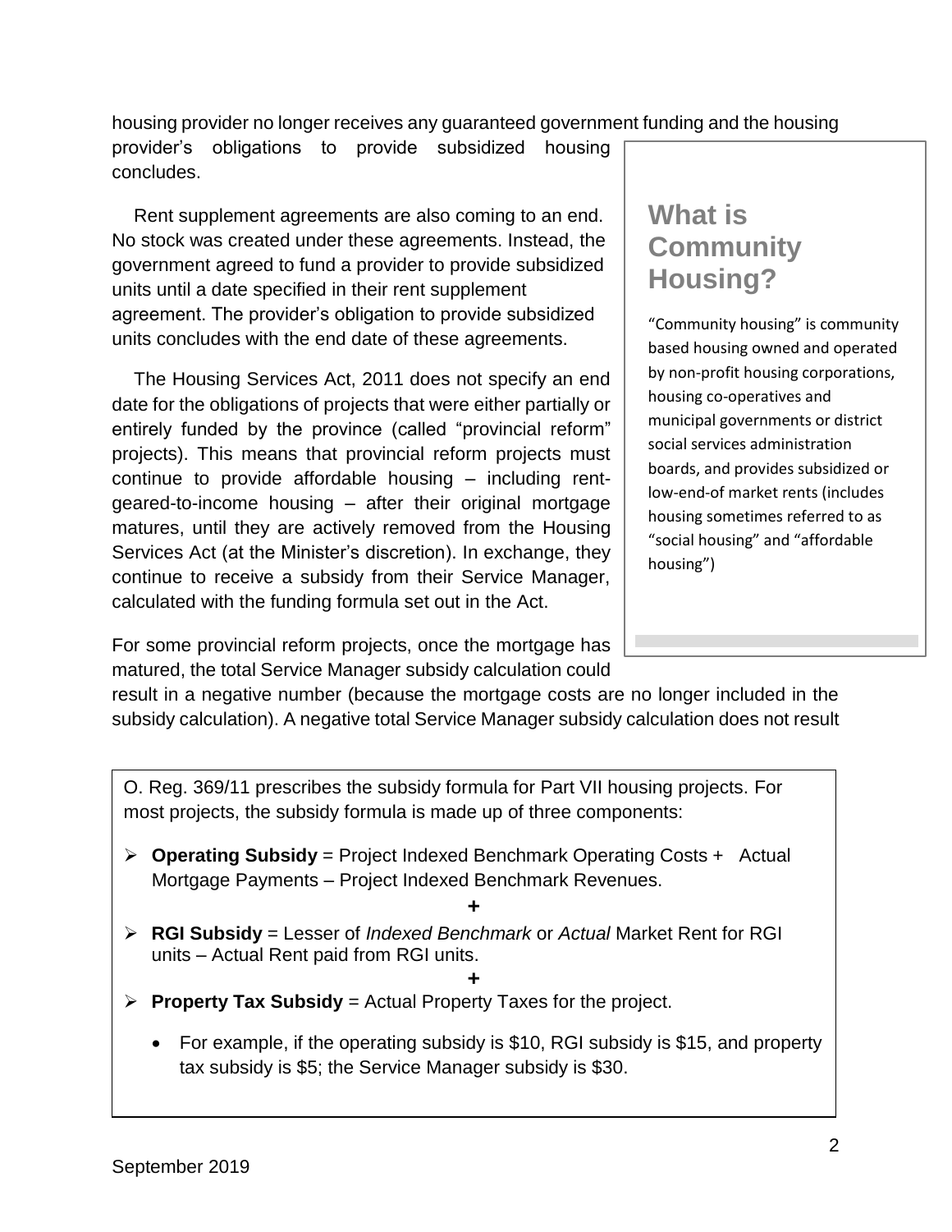housing provider no longer receives any guaranteed government funding and the housing provider's obligations to provide subsidized housing concludes.

Rent supplement agreements are also coming to an end. No stock was created under these agreements. Instead, the government agreed to fund a provider to provide subsidized units until a date specified in their rent supplement agreement. The provider's obligation to provide subsidized units concludes with the end date of these agreements.

The Housing Services Act, 2011 does not specify an end date for the obligations of projects that were either partially or entirely funded by the province (called "provincial reform" projects). This means that provincial reform projects must continue to provide affordable housing – including rent-geared-to-income housing – after their original mortgage matures, until they are actively removed from the Housing Services Act (at the Minister's discretion). In exchange, they continue to receive a subsidy from their Service Manager, calculated with the funding formula set out in the Act.

For some provincial reform projects, once the mortgage has matured, the total Service Manager subsidy calculation could result in a negative number (because the mortgage costs are no longer included in the subsidy calculation). A negative total Service Manager subsidy calculation does not result

## What is Community Housing?

"Community housing" is community based housing owned and operated by non-profit housing corporations, housing co-operatives and municipal governments or district social services administration boards, and provides subsidized or low-end-of market rents (includes housing sometimes referred to as "social housing" and "affordable housing")

O. Reg. 369/11 prescribes the subsidy formula for Part VII housing projects. For most projects, the subsidy formula is made up of three components:

- **Operating Subsidy** = Project Indexed Benchmark Operating Costs + Actual Mortgage Payments – Project Indexed Benchmark Revenues.

**+**

- **RGI Subsidy** = Lesser of *Indexed Benchmark* or *Actual* Market Rent for RGI units – Actual Rent paid from RGI units.

**+**

- **Property Tax Subsidy** = Actual Property Taxes for the project.
  - For example, if the operating subsidy is $10, RGI subsidy is $15, and property tax subsidy is $5; the Service Manager subsidy is $30.

September 2019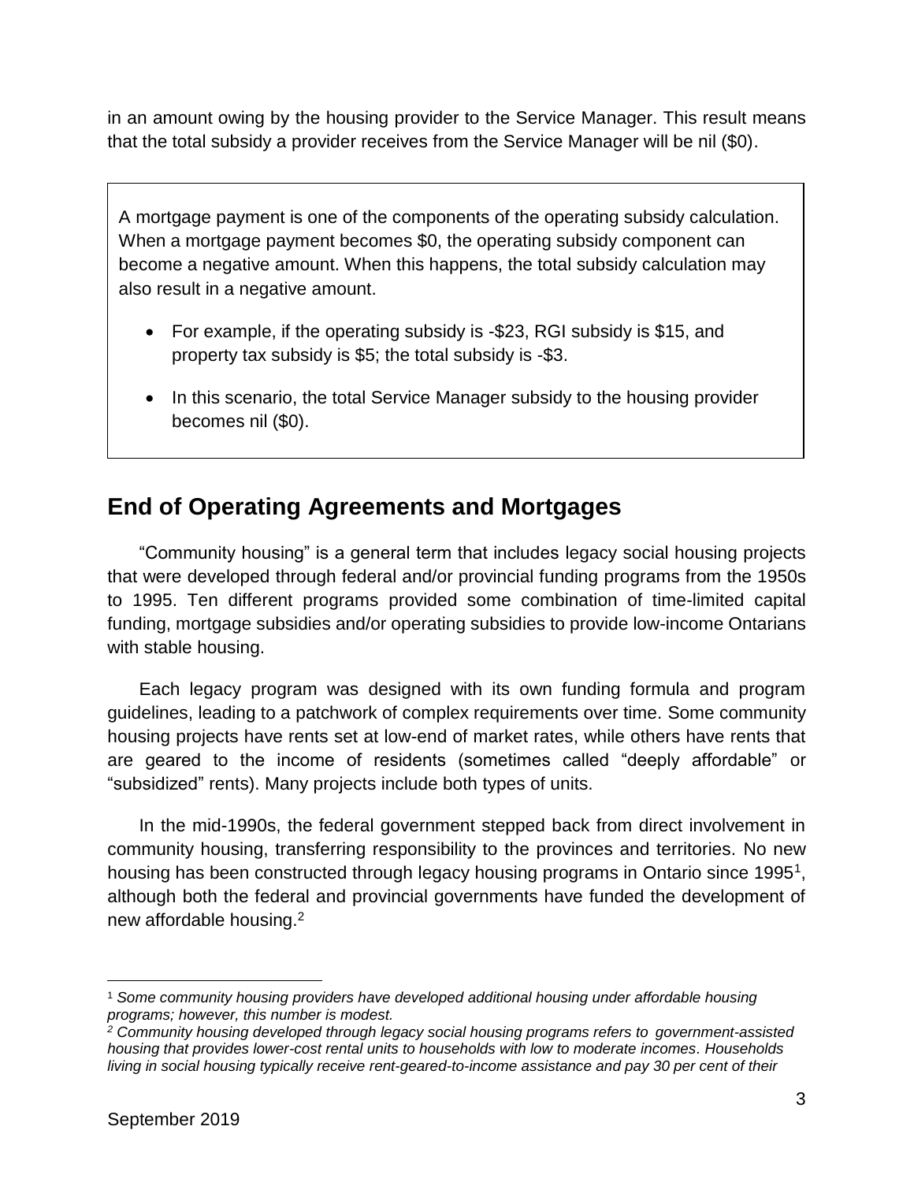in an amount owing by the housing provider to the Service Manager. This result means that the total subsidy a provider receives from the Service Manager will be nil ($0).

> A mortgage payment is one of the components of the operating subsidy calculation. When a mortgage payment becomes $0, the operating subsidy component can become a negative amount. When this happens, the total subsidy calculation may also result in a negative amount.
>
> - For example, if the operating subsidy is -$23, RGI subsidy is $15, and property tax subsidy is $5; the total subsidy is -$3.
> - In this scenario, the total Service Manager subsidy to the housing provider becomes nil ($0).

## End of Operating Agreements and Mortgages

"Community housing" is a general term that includes legacy social housing projects that were developed through federal and/or provincial funding programs from the 1950s to 1995. Ten different programs provided some combination of time-limited capital funding, mortgage subsidies and/or operating subsidies to provide low-income Ontarians with stable housing.

Each legacy program was designed with its own funding formula and program guidelines, leading to a patchwork of complex requirements over time. Some community housing projects have rents set at low-end of market rates, while others have rents that are geared to the income of residents (sometimes called "deeply affordable" or "subsidized" rents). Many projects include both types of units.

In the mid-1990s, the federal government stepped back from direct involvement in community housing, transferring responsibility to the provinces and territories. No new housing has been constructed through legacy housing programs in Ontario since 1995[1], although both the federal and provincial governments have funded the development of new affordable housing.[2]

---

[1] *Some community housing providers have developed additional housing under affordable housing programs; however, this number is modest.*

[2] *Community housing developed through legacy social housing programs refers to government-assisted housing that provides lower-cost rental units to households with low to moderate incomes. Households living in social housing typically receive rent-geared-to-income assistance and pay 30 per cent of their*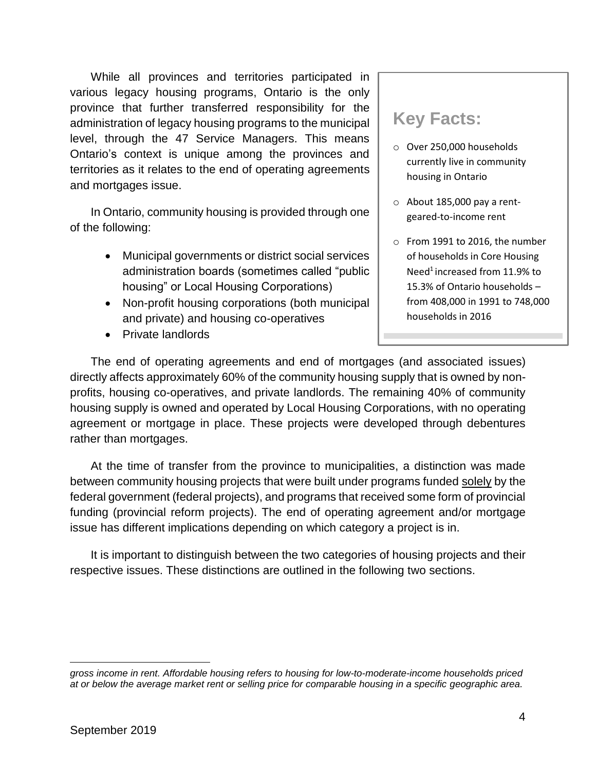While all provinces and territories participated in various legacy housing programs, Ontario is the only province that further transferred responsibility for the administration of legacy housing programs to the municipal level, through the 47 Service Managers. This means Ontario's context is unique among the provinces and territories as it relates to the end of operating agreements and mortgages issue.

In Ontario, community housing is provided through one of the following:

- Municipal governments or district social services administration boards (sometimes called "public housing" or Local Housing Corporations)
- Non-profit housing corporations (both municipal and private) and housing co-operatives
- Private landlords

## Key Facts:

- Over 250,000 households currently live in community housing in Ontario
- About 185,000 pay a rent-geared-to-income rent
- From 1991 to 2016, the number of households in Core Housing Need[1] increased from 11.9% to 15.3% of Ontario households – from 408,000 in 1991 to 748,000 households in 2016

The end of operating agreements and end of mortgages (and associated issues) directly affects approximately 60% of the community housing supply that is owned by non-profits, housing co-operatives, and private landlords. The remaining 40% of community housing supply is owned and operated by Local Housing Corporations, with no operating agreement or mortgage in place. These projects were developed through debentures rather than mortgages.

At the time of transfer from the province to municipalities, a distinction was made between community housing projects that were built under programs funded solely by the federal government (federal projects), and programs that received some form of provincial funding (provincial reform projects). The end of operating agreement and/or mortgage issue has different implications depending on which category a project is in.

It is important to distinguish between the two categories of housing projects and their respective issues. These distinctions are outlined in the following two sections.

*gross income in rent. Affordable housing refers to housing for low-to-moderate-income households priced at or below the average market rent or selling price for comparable housing in a specific geographic area.*

September 2019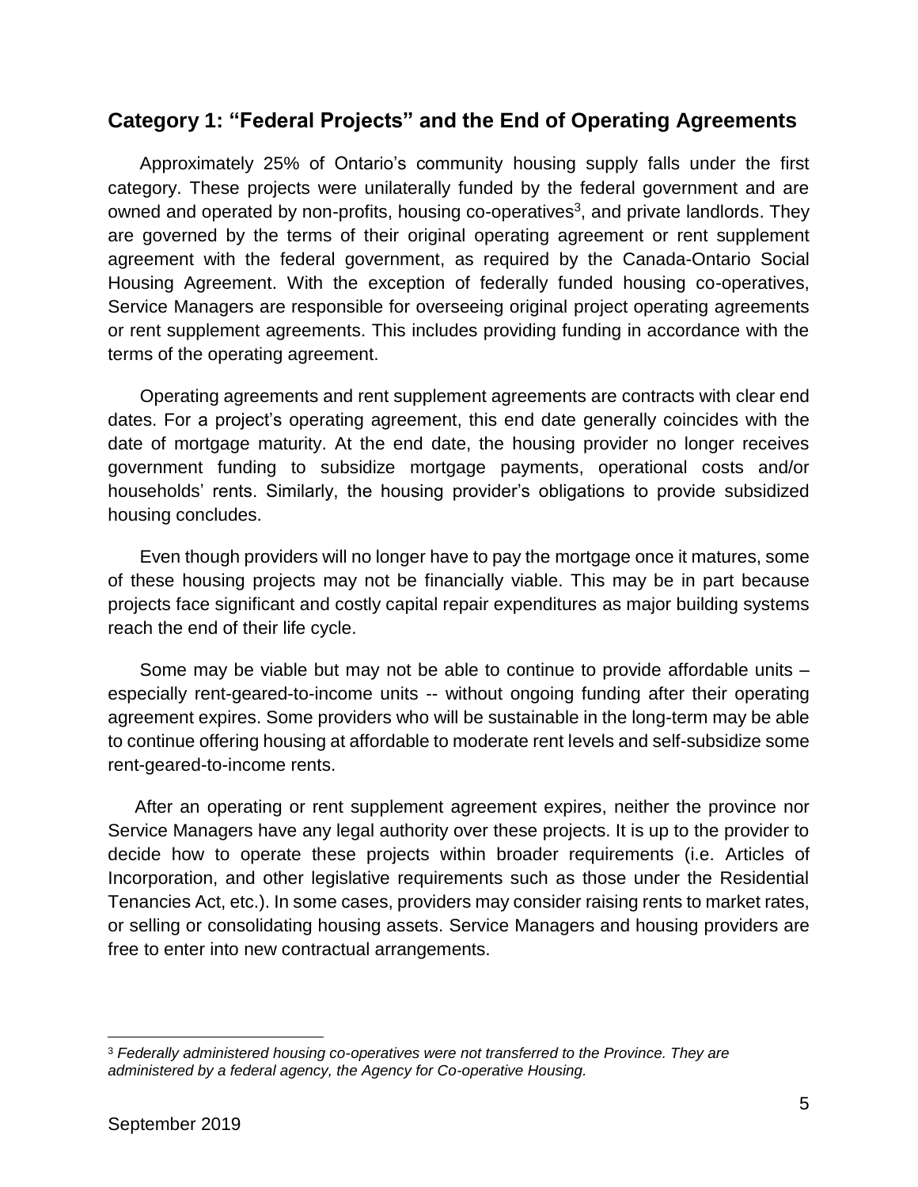## Category 1: "Federal Projects" and the End of Operating Agreements

Approximately 25% of Ontario's community housing supply falls under the first category. These projects were unilaterally funded by the federal government and are owned and operated by non-profits, housing co-operatives[3], and private landlords. They are governed by the terms of their original operating agreement or rent supplement agreement with the federal government, as required by the Canada-Ontario Social Housing Agreement. With the exception of federally funded housing co-operatives, Service Managers are responsible for overseeing original project operating agreements or rent supplement agreements. This includes providing funding in accordance with the terms of the operating agreement.

Operating agreements and rent supplement agreements are contracts with clear end dates. For a project's operating agreement, this end date generally coincides with the date of mortgage maturity. At the end date, the housing provider no longer receives government funding to subsidize mortgage payments, operational costs and/or households' rents. Similarly, the housing provider's obligations to provide subsidized housing concludes.

Even though providers will no longer have to pay the mortgage once it matures, some of these housing projects may not be financially viable. This may be in part because projects face significant and costly capital repair expenditures as major building systems reach the end of their life cycle.

Some may be viable but may not be able to continue to provide affordable units – especially rent-geared-to-income units -- without ongoing funding after their operating agreement expires. Some providers who will be sustainable in the long-term may be able to continue offering housing at affordable to moderate rent levels and self-subsidize some rent-geared-to-income rents.

After an operating or rent supplement agreement expires, neither the province nor Service Managers have any legal authority over these projects. It is up to the provider to decide how to operate these projects within broader requirements (i.e. Articles of Incorporation, and other legislative requirements such as those under the Residential Tenancies Act, etc.). In some cases, providers may consider raising rents to market rates, or selling or consolidating housing assets. Service Managers and housing providers are free to enter into new contractual arrangements.

---

[3] *Federally administered housing co-operatives were not transferred to the Province. They are administered by a federal agency, the Agency for Co-operative Housing.*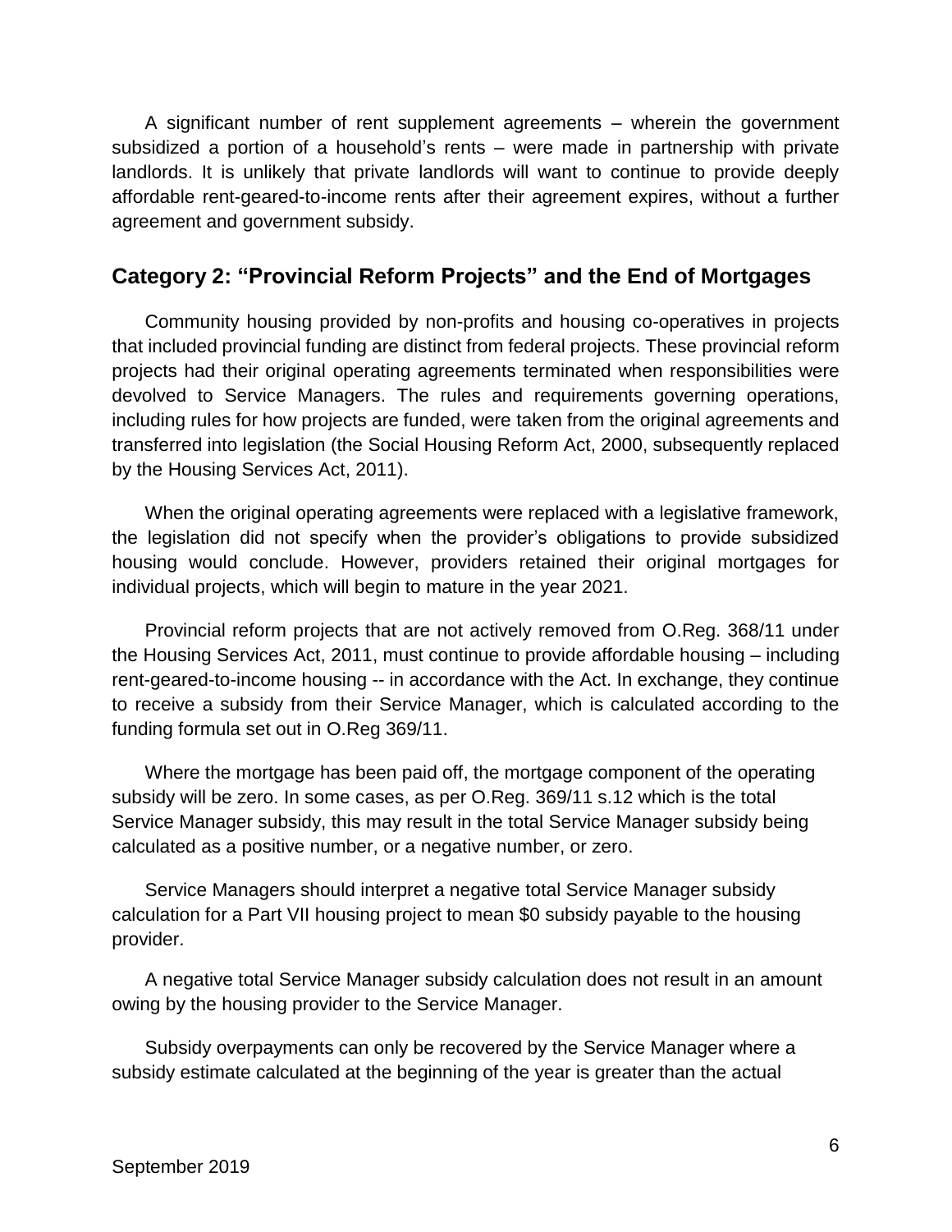A significant number of rent supplement agreements – wherein the government subsidized a portion of a household's rents – were made in partnership with private landlords. It is unlikely that private landlords will want to continue to provide deeply affordable rent-geared-to-income rents after their agreement expires, without a further agreement and government subsidy.

## Category 2: "Provincial Reform Projects" and the End of Mortgages

Community housing provided by non-profits and housing co-operatives in projects that included provincial funding are distinct from federal projects. These provincial reform projects had their original operating agreements terminated when responsibilities were devolved to Service Managers. The rules and requirements governing operations, including rules for how projects are funded, were taken from the original agreements and transferred into legislation (the Social Housing Reform Act, 2000, subsequently replaced by the Housing Services Act, 2011).

When the original operating agreements were replaced with a legislative framework, the legislation did not specify when the provider's obligations to provide subsidized housing would conclude. However, providers retained their original mortgages for individual projects, which will begin to mature in the year 2021.

Provincial reform projects that are not actively removed from O.Reg. 368/11 under the Housing Services Act, 2011, must continue to provide affordable housing – including rent-geared-to-income housing -- in accordance with the Act. In exchange, they continue to receive a subsidy from their Service Manager, which is calculated according to the funding formula set out in O.Reg 369/11.

Where the mortgage has been paid off, the mortgage component of the operating subsidy will be zero. In some cases, as per O.Reg. 369/11 s.12 which is the total Service Manager subsidy, this may result in the total Service Manager subsidy being calculated as a positive number, or a negative number, or zero.

Service Managers should interpret a negative total Service Manager subsidy calculation for a Part VII housing project to mean $0 subsidy payable to the housing provider.

A negative total Service Manager subsidy calculation does not result in an amount owing by the housing provider to the Service Manager.

Subsidy overpayments can only be recovered by the Service Manager where a subsidy estimate calculated at the beginning of the year is greater than the actual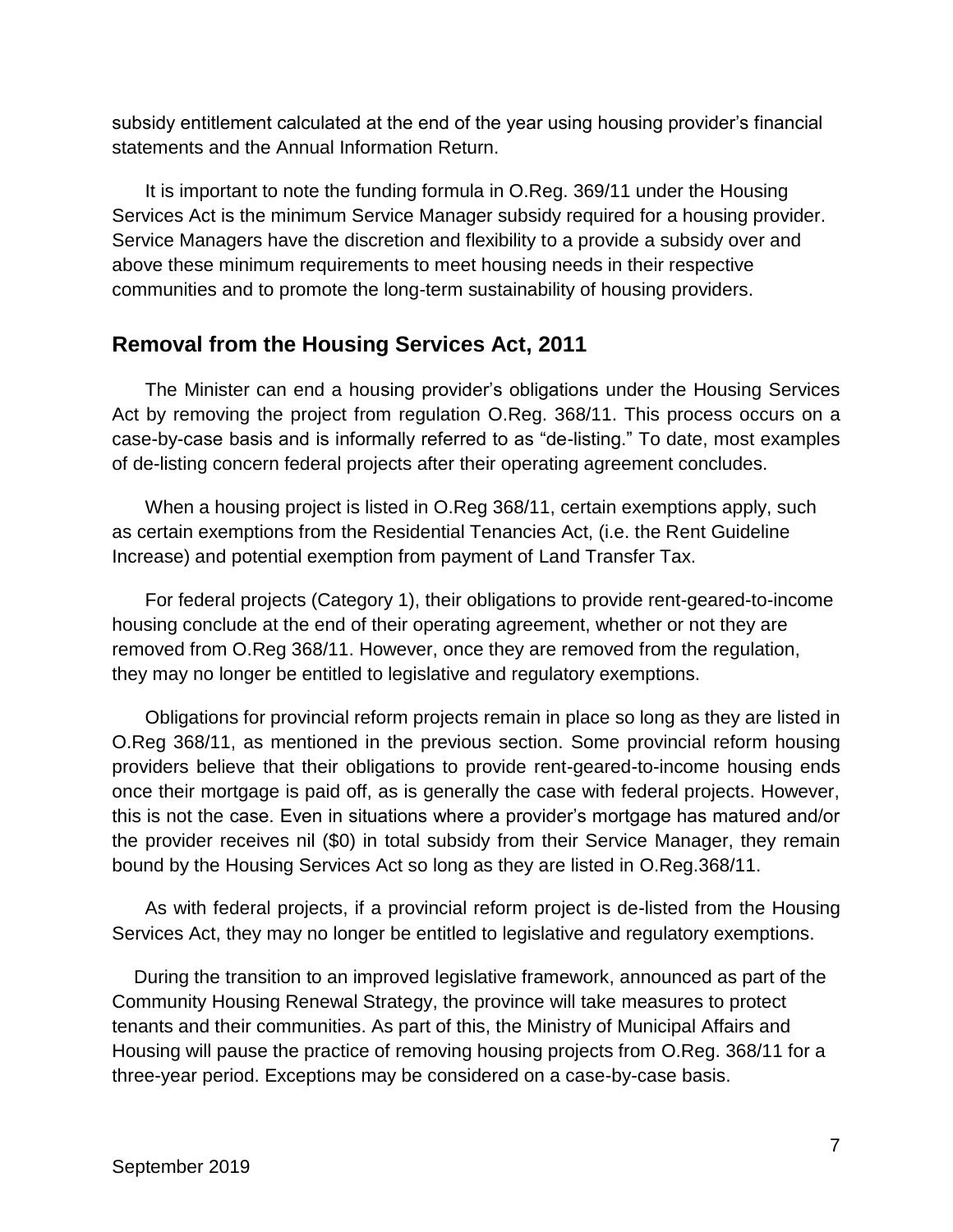subsidy entitlement calculated at the end of the year using housing provider's financial statements and the Annual Information Return.

It is important to note the funding formula in O.Reg. 369/11 under the Housing Services Act is the minimum Service Manager subsidy required for a housing provider. Service Managers have the discretion and flexibility to a provide a subsidy over and above these minimum requirements to meet housing needs in their respective communities and to promote the long-term sustainability of housing providers.

## Removal from the Housing Services Act, 2011

The Minister can end a housing provider's obligations under the Housing Services Act by removing the project from regulation O.Reg. 368/11. This process occurs on a case-by-case basis and is informally referred to as "de-listing." To date, most examples of de-listing concern federal projects after their operating agreement concludes.

When a housing project is listed in O.Reg 368/11, certain exemptions apply, such as certain exemptions from the Residential Tenancies Act, (i.e. the Rent Guideline Increase) and potential exemption from payment of Land Transfer Tax.

For federal projects (Category 1), their obligations to provide rent-geared-to-income housing conclude at the end of their operating agreement, whether or not they are removed from O.Reg 368/11. However, once they are removed from the regulation, they may no longer be entitled to legislative and regulatory exemptions.

Obligations for provincial reform projects remain in place so long as they are listed in O.Reg 368/11, as mentioned in the previous section. Some provincial reform housing providers believe that their obligations to provide rent-geared-to-income housing ends once their mortgage is paid off, as is generally the case with federal projects. However, this is not the case. Even in situations where a provider's mortgage has matured and/or the provider receives nil ($0) in total subsidy from their Service Manager, they remain bound by the Housing Services Act so long as they are listed in O.Reg.368/11.

As with federal projects, if a provincial reform project is de-listed from the Housing Services Act, they may no longer be entitled to legislative and regulatory exemptions.

During the transition to an improved legislative framework, announced as part of the Community Housing Renewal Strategy, the province will take measures to protect tenants and their communities. As part of this, the Ministry of Municipal Affairs and Housing will pause the practice of removing housing projects from O.Reg. 368/11 for a three-year period. Exceptions may be considered on a case-by-case basis.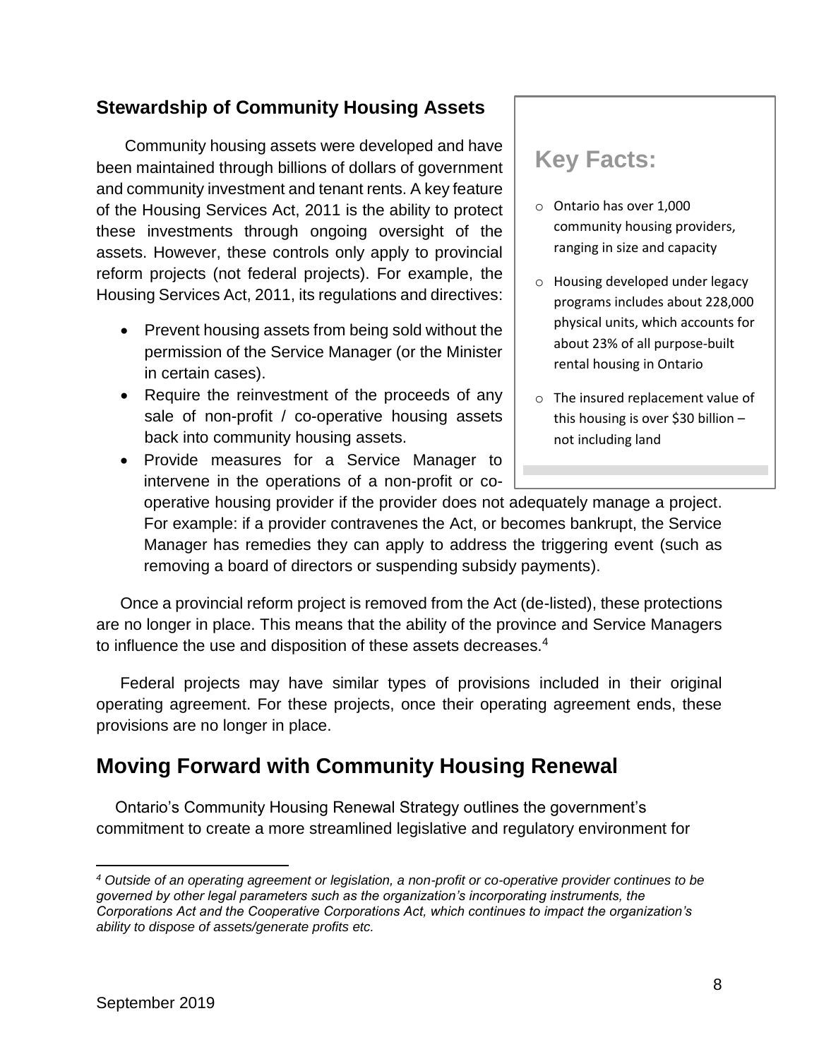### Stewardship of Community Housing Assets

Community housing assets were developed and have been maintained through billions of dollars of government and community investment and tenant rents. A key feature of the Housing Services Act, 2011 is the ability to protect these investments through ongoing oversight of the assets. However, these controls only apply to provincial reform projects (not federal projects). For example, the Housing Services Act, 2011, its regulations and directives:

- Prevent housing assets from being sold without the permission of the Service Manager (or the Minister in certain cases).
- Require the reinvestment of the proceeds of any sale of non-profit / co-operative housing assets back into community housing assets.
- Provide measures for a Service Manager to intervene in the operations of a non-profit or co-operative housing provider if the provider does not adequately manage a project. For example: if a provider contravenes the Act, or becomes bankrupt, the Service Manager has remedies they can apply to address the triggering event (such as removing a board of directors or suspending subsidy payments).

> **Key Facts:**
>
> - Ontario has over 1,000 community housing providers, ranging in size and capacity
> - Housing developed under legacy programs includes about 228,000 physical units, which accounts for about 23% of all purpose-built rental housing in Ontario
> - The insured replacement value of this housing is over $30 billion – not including land

Once a provincial reform project is removed from the Act (de-listed), these protections are no longer in place. This means that the ability of the province and Service Managers to influence the use and disposition of these assets decreases.[4]

Federal projects may have similar types of provisions included in their original operating agreement. For these projects, once their operating agreement ends, these provisions are no longer in place.

## Moving Forward with Community Housing Renewal

Ontario's Community Housing Renewal Strategy outlines the government's commitment to create a more streamlined legislative and regulatory environment for

---

[4] *Outside of an operating agreement or legislation, a non-profit or co-operative provider continues to be governed by other legal parameters such as the organization's incorporating instruments, the Corporations Act and the Cooperative Corporations Act, which continues to impact the organization's ability to dispose of assets/generate profits etc.*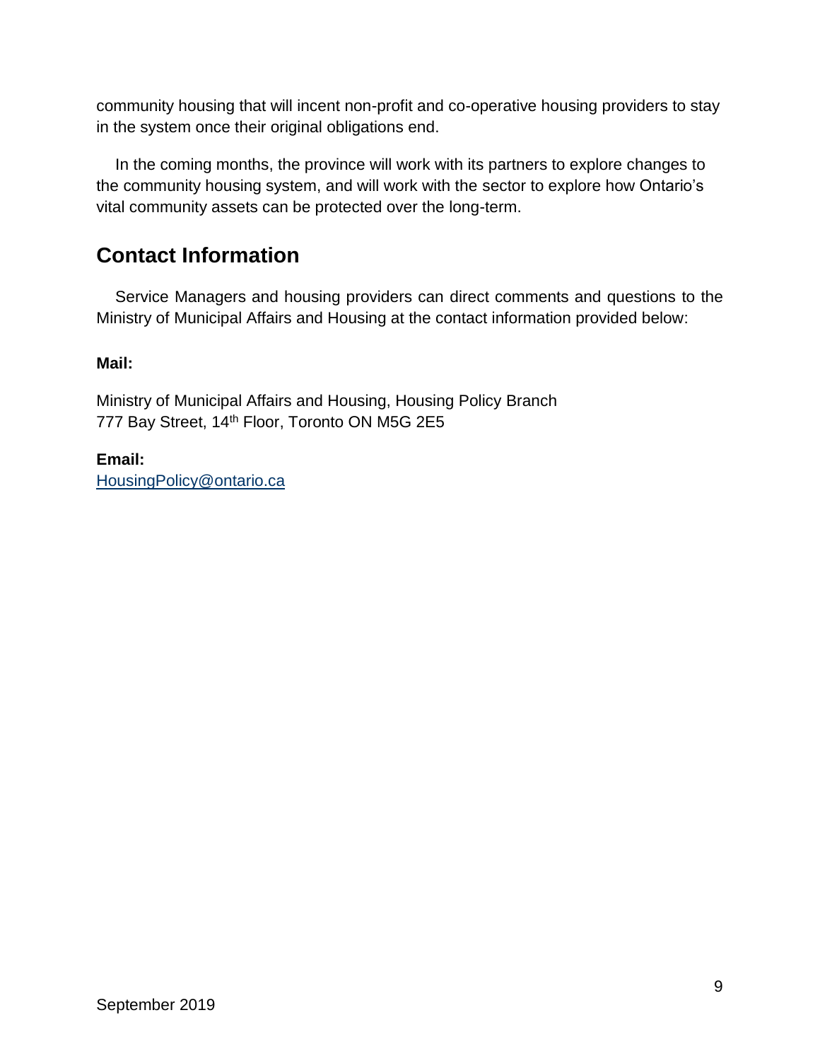community housing that will incent non-profit and co-operative housing providers to stay in the system once their original obligations end.

In the coming months, the province will work with its partners to explore changes to the community housing system, and will work with the sector to explore how Ontario's vital community assets can be protected over the long-term.

## Contact Information

Service Managers and housing providers can direct comments and questions to the Ministry of Municipal Affairs and Housing at the contact information provided below:

**Mail:**

Ministry of Municipal Affairs and Housing, Housing Policy Branch
777 Bay Street, 14th Floor, Toronto ON M5G 2E5

**Email:**
HousingPolicy@ontario.ca